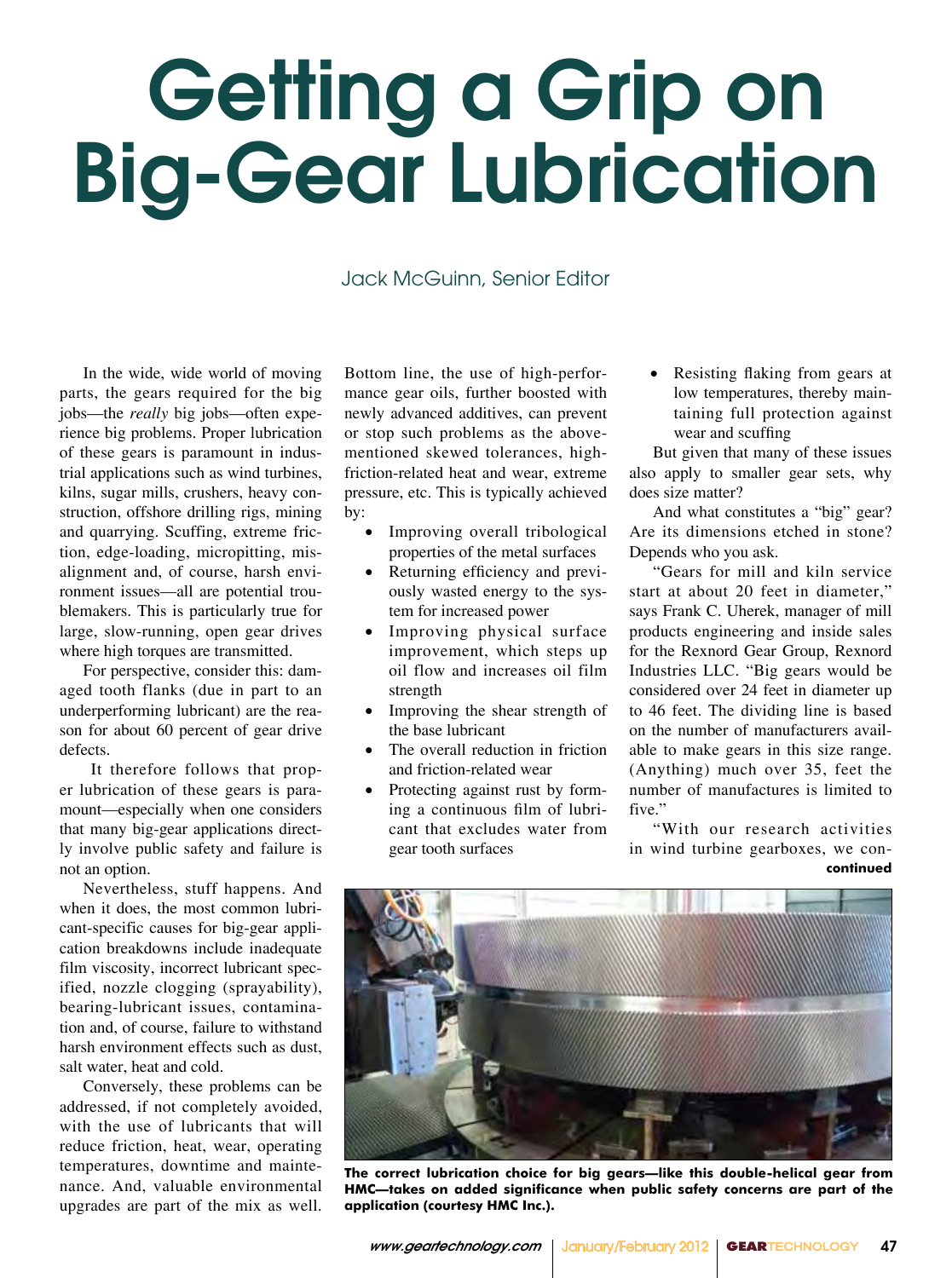# Getting a Grip on Big-Gear Lubrication

Jack McGuinn, Senior Editor

In the wide, wide world of moving parts, the gears required for the big jobs—the *really* big jobs—often experience big problems. Proper lubrication of these gears is paramount in industrial applications such as wind turbines, kilns, sugar mills, crushers, heavy construction, offshore drilling rigs, mining and quarrying. Scuffing, extreme friction, edge-loading, micropitting, misalignment and, of course, harsh environment issues—all are potential troublemakers. This is particularly true for large, slow-running, open gear drives where high torques are transmitted.

For perspective, consider this: damaged tooth flanks (due in part to an underperforming lubricant) are the reason for about 60 percent of gear drive defects.

It therefore follows that proper lubrication of these gears is paramount—especially when one considers that many big-gear applications directly involve public safety and failure is not an option.

Nevertheless, stuff happens. And when it does, the most common lubricant-specific causes for big-gear application breakdowns include inadequate film viscosity, incorrect lubricant specified, nozzle clogging (sprayability), bearing-lubricant issues, contamination and, of course, failure to withstand harsh environment effects such as dust, salt water, heat and cold.

Conversely, these problems can be addressed, if not completely avoided, with the use of lubricants that will reduce friction, heat, wear, operating temperatures, downtime and maintenance. And, valuable environmental upgrades are part of the mix as well. Bottom line, the use of high-performance gear oils, further boosted with newly advanced additives, can prevent or stop such problems as the above-mentioned skewed tolerances, high-friction-related heat and wear, extreme pressure, etc. This is typically achieved by:

- Improving overall tribological properties of the metal surfaces
- Returning efficiency and previously wasted energy to the system for increased power
- Improving physical surface improvement, which steps up oil flow and increases oil film strength
- Improving the shear strength of the base lubricant
- The overall reduction in friction and friction-related wear
- Protecting against rust by forming a continuous film of lubricant that excludes water from gear tooth surfaces
- Resisting flaking from gears at low temperatures, thereby maintaining full protection against wear and scuffing

But given that many of these issues also apply to smaller gear sets, why does size matter?

And what constitutes a "big" gear? Are its dimensions etched in stone? Depends who you ask.

"Gears for mill and kiln service start at about 20 feet in diameter," says Frank C. Uherek, manager of mill products engineering and inside sales for the Rexnord Gear Group, Rexnord Industries LLC. "Big gears would be considered over 24 feet in diameter up to 46 feet. The dividing line is based on the number of manufacturers available to make gears in this size range. (Anything) much over 35, feet the number of manufactures is limited to five."

"With our research activities in wind turbine gearboxes, we con-

**continued**

**The correct lubrication choice for big gears—like this double-helical gear from HMC—takes on added significance when public safety concerns are part of the application (courtesy HMC Inc.).**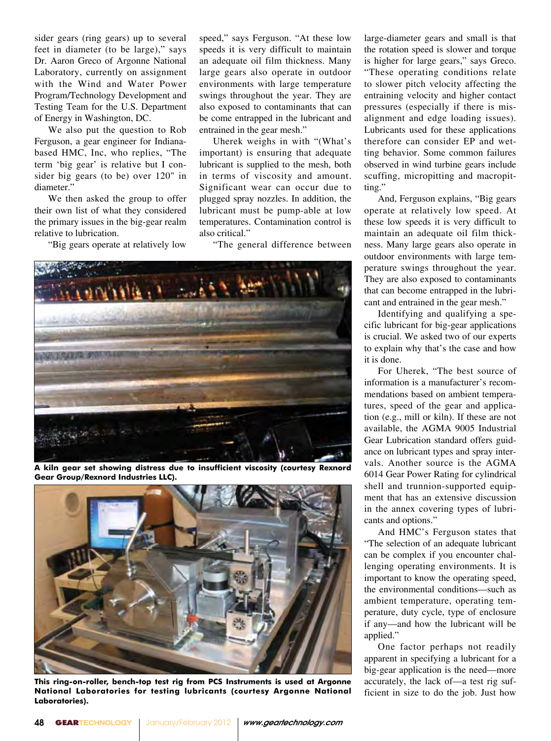sider gears (ring gears) up to several feet in diameter (to be large)," says Dr. Aaron Greco of Argonne National Laboratory, currently on assignment with the Wind and Water Power Program/Technology Development and Testing Team for the U.S. Department of Energy in Washington, DC.

We also put the question to Rob Ferguson, a gear engineer for Indiana-based HMC, Inc, who replies, "The term 'big gear' is relative but I consider big gears (to be) over 120" in diameter."

We then asked the group to offer their own list of what they considered the primary issues in the big-gear realm relative to lubrication.

"Big gears operate at relatively low speed," says Ferguson. "At these low speeds it is very difficult to maintain an adequate oil film thickness. Many large gears also operate in outdoor environments with large temperature swings throughout the year. They are also exposed to contaminants that can be come entrapped in the lubricant and entrained in the gear mesh."

Uherek weighs in with "(What's important) is ensuring that adequate lubricant is supplied to the mesh, both in terms of viscosity and amount. Significant wear can occur due to plugged spray nozzles. In addition, the lubricant must be pump-able at low temperatures. Contamination control is also critical."

"The general difference between large-diameter gears and small is that the rotation speed is slower and torque is higher for large gears," says Greco. "These operating conditions relate to slower pitch velocity affecting the entraining velocity and higher contact pressures (especially if there is misalignment and edge loading issues). Lubricants used for these applications therefore can consider EP and wetting behavior. Some common failures observed in wind turbine gears include scuffing, micropitting and macropitting."

And, Ferguson explains, "Big gears operate at relatively low speed. At these low speeds it is very difficult to maintain an adequate oil film thickness. Many large gears also operate in outdoor environments with large temperature swings throughout the year. They are also exposed to contaminants that can become entrapped in the lubricant and entrained in the gear mesh."

Identifying and qualifying a specific lubricant for big-gear applications is crucial. We asked two of our experts to explain why that's the case and how it is done.

For Uherek, "The best source of information is a manufacturer's recommendations based on ambient temperatures, speed of the gear and application (e.g., mill or kiln). If these are not available, the AGMA 9005 Industrial Gear Lubrication standard offers guidance on lubricant types and spray intervals. Another source is the AGMA 6014 Gear Power Rating for cylindrical shell and trunnion-supported equipment that has an extensive discussion in the annex covering types of lubricants and options."

And HMC's Ferguson states that "The selection of an adequate lubricant can be complex if you encounter challenging operating environments. It is important to know the operating speed, the environmental conditions—such as ambient temperature, operating temperature, duty cycle, type of enclosure if any—and how the lubricant will be applied."

One factor perhaps not readily apparent in specifying a lubricant for a big-gear application is the need—more accurately, the lack of—a test rig sufficient in size to do the job. Just how

**A kiln gear set showing distress due to insufficient viscosity (courtesy Rexnord Gear Group/Rexnord Industries LLC).**

**This ring-on-roller, bench-top test rig from PCS Instruments is used at Argonne National Laboratories for testing lubricants (courtesy Argonne National Laboratories).**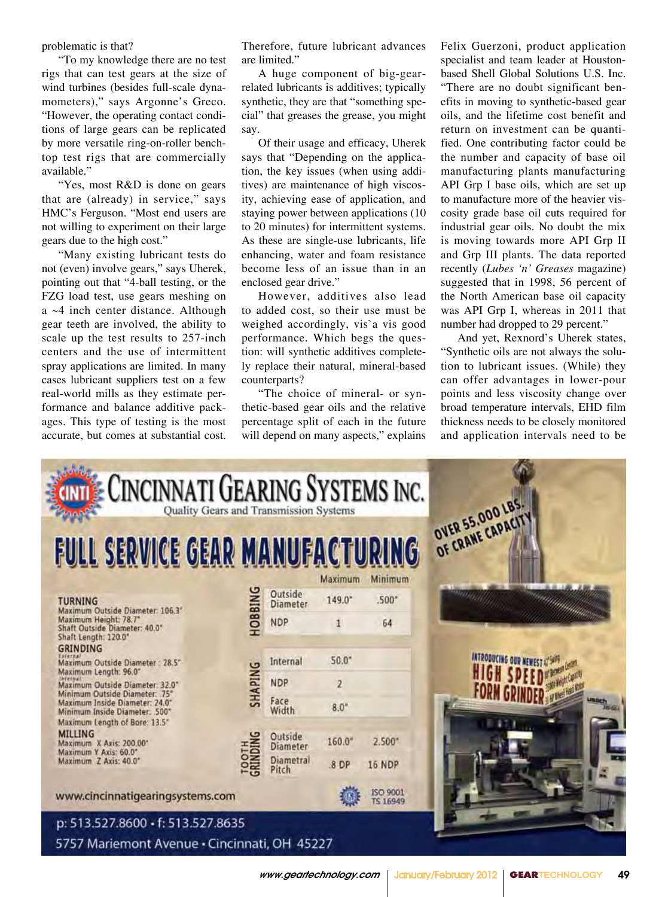problematic is that?

"To my knowledge there are no test rigs that can test gears at the size of wind turbines (besides full-scale dynamometers)," says Argonne's Greco. "However, the operating contact conditions of large gears can be replicated by more versatile ring-on-roller benchtop test rigs that are commercially available."

"Yes, most R&D is done on gears that are (already) in service," says HMC's Ferguson. "Most end users are not willing to experiment on their large gears due to the high cost."

"Many existing lubricant tests do not (even) involve gears," says Uherek, pointing out that "4-ball testing, or the FZG load test, use gears meshing on a ~4 inch center distance. Although gear teeth are involved, the ability to scale up the test results to 257-inch centers and the use of intermittent spray applications are limited. In many cases lubricant suppliers test on a few real-world mills as they estimate performance and balance additive packages. This type of testing is the most accurate, but comes at substantial cost. Therefore, future lubricant advances are limited."

A huge component of big-gear-related lubricants is additives; typically synthetic, they are that "something special" that greases the grease, you might say.

Of their usage and efficacy, Uherek says that "Depending on the application, the key issues (when using additives) are maintenance of high viscosities, achieving ease of application, and staying power between applications (10 to 20 minutes) for intermittent systems. As these are single-use lubricants, life enhancing, water and foam resistance become less of an issue than in an enclosed gear drive."

However, additives also lead to added cost, so their use must be weighed accordingly, vis`a vis good performance. Which begs the question: will synthetic additives completely replace their natural, mineral-based counterparts?

"The choice of mineral- or synthetic-based gear oils and the relative percentage split of each in the future will depend on many aspects," explains Felix Guerzoni, product application specialist and team leader at Houston-based Shell Global Solutions U.S. Inc. "There are no doubt significant benefits in moving to synthetic-based gear oils, and the lifetime cost benefit and return on investment can be quantified. One contributing factor could be the number and capacity of base oil manufacturing plants manufacturing API Grp I base oils, which are set up to manufacture more of the heavier viscosity grade base oil cuts required for industrial gear oils. No doubt the mix is moving towards more API Grp II and Grp III plants. The data reported recently (*Lubes 'n' Greases* magazine) suggested that in 1998, 56 percent of the North American base oil capacity was API Grp I, whereas in 2011 that number had dropped to 29 percent."

And yet, Rexnord's Uherek states, "Synthetic oils are not always the solution to lubricant issues. (While) they can offer advantages in lower-pour points and less viscosity change over broad temperature intervals, EHD film thickness needs to be closely monitored and application intervals need to be

---

**CINCINNATI GEARING SYSTEMS INC.**
Quality Gears and Transmission Systems

**FULL SERVICE GEAR MANUFACTURING**

**TURNING**
Maximum Outside Diameter: 106.3"
Maximum Height: 78.7"
Shaft Outside Diameter: 40.0"
Shaft Length: 120.0"

**GRINDING**
External
Maximum Outside Diameter: 28.5"
Maximum Length: 96.0"
Internal
Maximum Outside Diameter: 32.0"
Minimum Outside Diameter: .75"
Maximum Inside Diameter: 24.0"
Minimum Inside Diameter: .500"
Maximum Length of Bore: 13.5"

**MILLING**
Maximum X Axis: 200.00"
Maximum Y Axis: 60.0"
Maximum Z Axis: 40.0"

| | | Maximum | Minimum |
|---|---|---|---|
| HOBBING | Outside Diameter | 149.0" | .500" |
| | NDP | 1 | 64 |
| SHAPING | Internal | 50.0" | |
| | NDP | 2 | |
| | Face Width | 8.0" | |
| TOOTH GRINDING | Outside Diameter | 160.0" | 2.500" |
| | Diametral Pitch | .8 DP | 16 NDP |

OVER 55,000 LBS. OF CRANE CAPACITY

INTRODUCING OUR NEWEST HIGH SPEED FORM GRINDER

www.cincinnatigearingsystems.com

ISO 9001
TS 16949

p: 513.527.8600 • f: 513.527.8635
5757 Mariemont Avenue • Cincinnati, OH 45227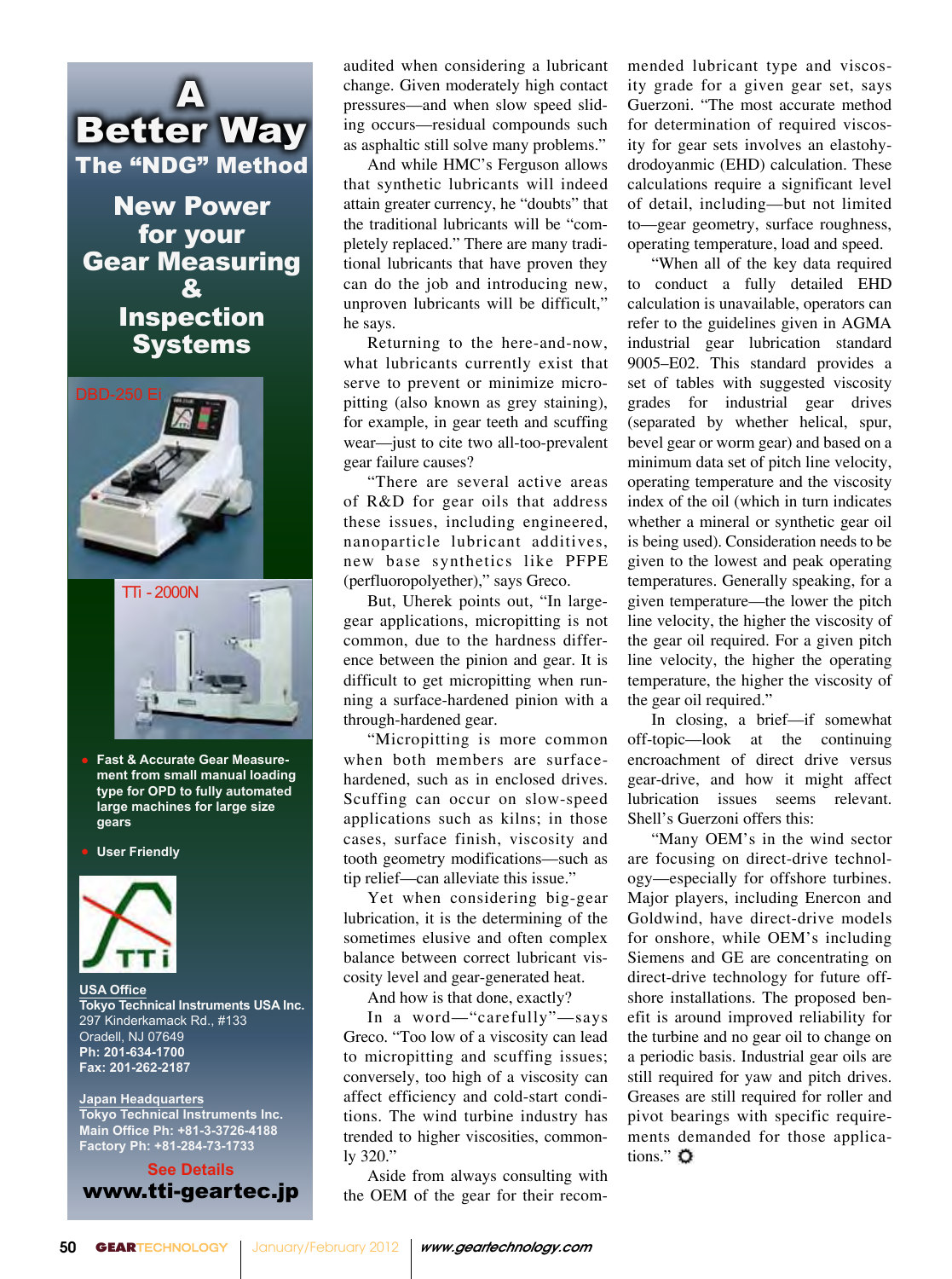**A Better Way**

**The "NDG" Method**

**New Power for your Gear Measuring & Inspection Systems**

DBD-250 Ei

TTi - 2000N

- **Fast & Accurate Gear Measurement from small manual loading type for OPD to fully automated large machines for large size gears**
- **User Friendly**

TTi

**USA Office**
**Tokyo Technical Instruments USA Inc.**
297 Kinderkamack Rd., #133
Oradell, NJ 07649
**Ph: 201-634-1700**
**Fax: 201-262-2187**

**Japan Headquarters**
**Tokyo Technical Instruments Inc.**
**Main Office Ph: +81-3-3726-4188**
**Factory Ph: +81-284-73-1733**

**See Details**
**www.tti-geartec.jp**

---

audited when considering a lubricant change. Given moderately high contact pressures—and when slow speed sliding occurs—residual compounds such as asphaltic still solve many problems."

And while HMC's Ferguson allows that synthetic lubricants will indeed attain greater currency, he "doubts" that the traditional lubricants will be "completely replaced." There are many traditional lubricants that have proven they can do the job and introducing new, unproven lubricants will be difficult," he says.

Returning to the here-and-now, what lubricants currently exist that serve to prevent or minimize micropitting (also known as grey staining), for example, in gear teeth and scuffing wear—just to cite two all-too-prevalent gear failure causes?

"There are several active areas of R&D for gear oils that address these issues, including engineered, nanoparticle lubricant additives, new base synthetics like PFPE (perfluoropolyether)," says Greco.

But, Uherek points out, "In large-gear applications, micropitting is not common, due to the hardness difference between the pinion and gear. It is difficult to get micropitting when running a surface-hardened pinion with a through-hardened gear.

"Micropitting is more common when both members are surface-hardened, such as in enclosed drives. Scuffing can occur on slow-speed applications such as kilns; in those cases, surface finish, viscosity and tooth geometry modifications—such as tip relief—can alleviate this issue."

Yet when considering big-gear lubrication, it is the determining of the sometimes elusive and often complex balance between correct lubricant viscosity level and gear-generated heat.

And how is that done, exactly?

In a word—"carefully"—says Greco. "Too low of a viscosity can lead to micropitting and scuffing issues; conversely, too high of a viscosity can affect efficiency and cold-start conditions. The wind turbine industry has trended to higher viscosities, commonly 320."

Aside from always consulting with the OEM of the gear for their recommended lubricant type and viscosity grade for a given gear set, says Guerzoni. "The most accurate method for determination of required viscosity for gear sets involves an elastohydrodoyanmic (EHD) calculation. These calculations require a significant level of detail, including—but not limited to—gear geometry, surface roughness, operating temperature, load and speed.

"When all of the key data required to conduct a fully detailed EHD calculation is unavailable, operators can refer to the guidelines given in AGMA industrial gear lubrication standard 9005–E02. This standard provides a set of tables with suggested viscosity grades for industrial gear drives (separated by whether helical, spur, bevel gear or worm gear) and based on a minimum data set of pitch line velocity, operating temperature and the viscosity index of the oil (which in turn indicates whether a mineral or synthetic gear oil is being used). Consideration needs to be given to the lowest and peak operating temperatures. Generally speaking, for a given temperature—the lower the pitch line velocity, the higher the viscosity of the gear oil required. For a given pitch line velocity, the higher the operating temperature, the higher the viscosity of the gear oil required."

In closing, a brief—if somewhat off-topic—look at the continuing encroachment of direct drive versus gear-drive, and how it might affect lubrication issues seems relevant. Shell's Guerzoni offers this:

"Many OEM's in the wind sector are focusing on direct-drive technology—especially for offshore turbines. Major players, including Enercon and Goldwind, have direct-drive models for onshore, while OEM's including Siemens and GE are concentrating on direct-drive technology for future offshore installations. The proposed benefit is around improved reliability for the turbine and no gear oil to change on a periodic basis. Industrial gear oils are still required for yaw and pitch drives. Greases are still required for roller and pivot bearings with specific requirements demanded for those applications."